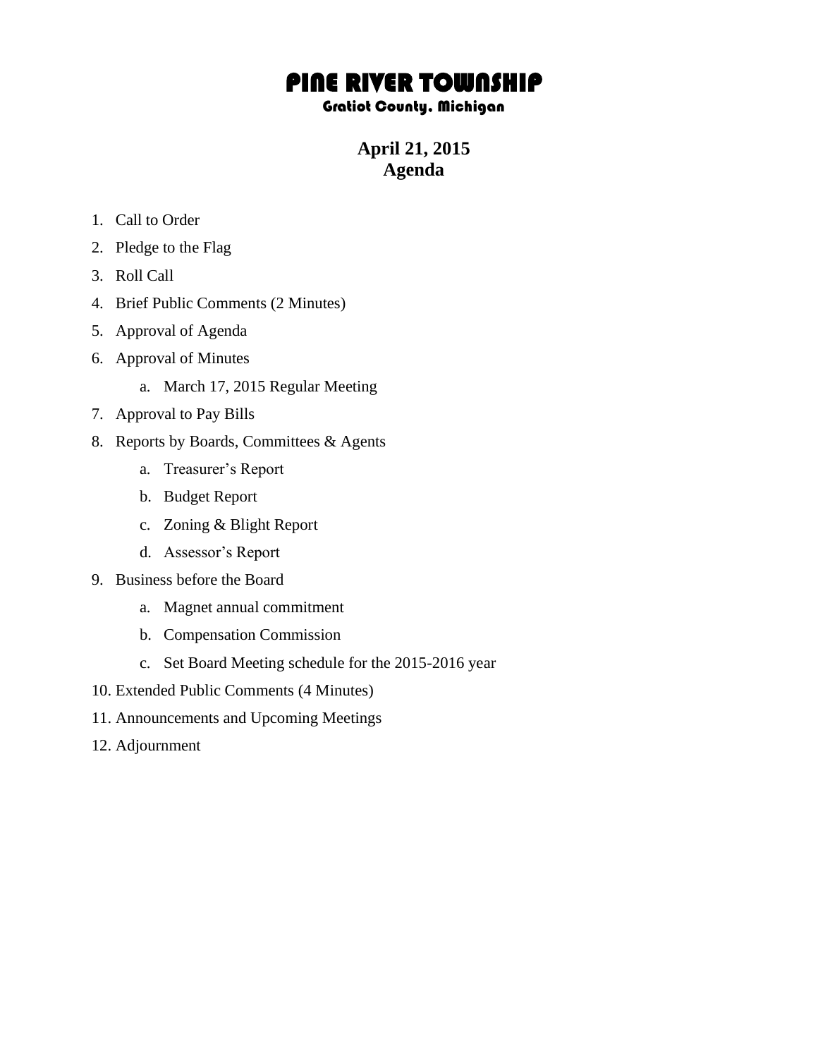# PINE RIVER TOWNSHIP

### Gratiot County, Michigan

## April 21, 2015
## Agenda

1. Call to Order
2. Pledge to the Flag
3. Roll Call
4. Brief Public Comments (2 Minutes)
5. Approval of Agenda
6. Approval of Minutes
    a. March 17, 2015 Regular Meeting
7. Approval to Pay Bills
8. Reports by Boards, Committees & Agents
    a. Treasurer's Report
    b. Budget Report
    c. Zoning & Blight Report
    d. Assessor's Report
9. Business before the Board
    a. Magnet annual commitment
    b. Compensation Commission
    c. Set Board Meeting schedule for the 2015-2016 year
10. Extended Public Comments (4 Minutes)
11. Announcements and Upcoming Meetings
12. Adjournment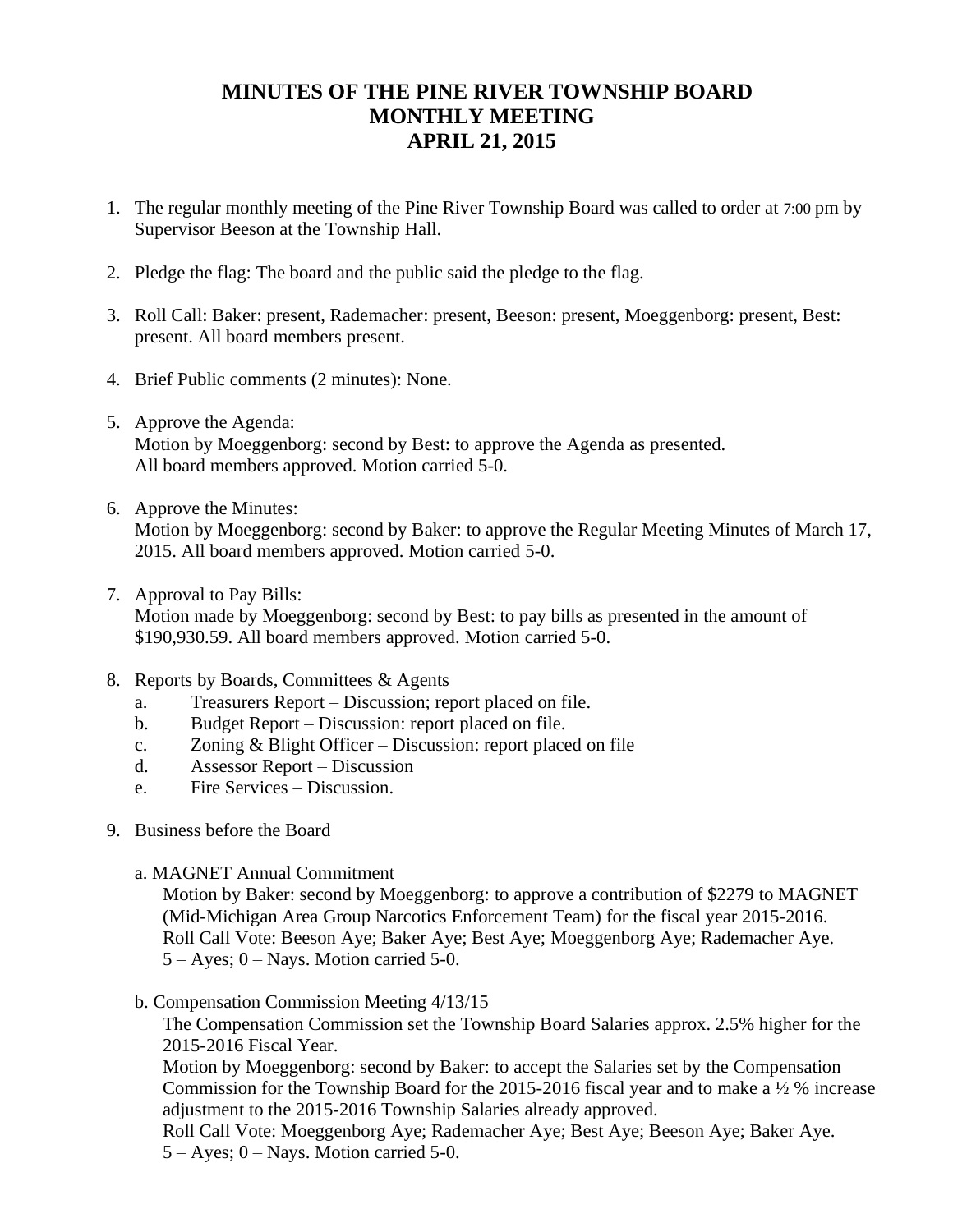# MINUTES OF THE PINE RIVER TOWNSHIP BOARD MONTHLY MEETING APRIL 21, 2015

1. The regular monthly meeting of the Pine River Township Board was called to order at 7:00 pm by Supervisor Beeson at the Township Hall.

2. Pledge the flag: The board and the public said the pledge to the flag.

3. Roll Call: Baker: present, Rademacher: present, Beeson: present, Moeggenborg: present, Best: present. All board members present.

4. Brief Public comments (2 minutes): None.

5. Approve the Agenda:
   Motion by Moeggenborg: second by Best: to approve the Agenda as presented.
   All board members approved. Motion carried 5-0.

6. Approve the Minutes:
   Motion by Moeggenborg: second by Baker: to approve the Regular Meeting Minutes of March 17, 2015. All board members approved. Motion carried 5-0.

7. Approval to Pay Bills:
   Motion made by Moeggenborg: second by Best: to pay bills as presented in the amount of $190,930.59. All board members approved. Motion carried 5-0.

8. Reports by Boards, Committees & Agents
   a. Treasurers Report – Discussion; report placed on file.
   b. Budget Report – Discussion: report placed on file.
   c. Zoning & Blight Officer – Discussion: report placed on file
   d. Assessor Report – Discussion
   e. Fire Services – Discussion.

9. Business before the Board

   a. MAGNET Annual Commitment
   Motion by Baker: second by Moeggenborg: to approve a contribution of $2279 to MAGNET (Mid-Michigan Area Group Narcotics Enforcement Team) for the fiscal year 2015-2016.
   Roll Call Vote: Beeson Aye; Baker Aye; Best Aye; Moeggenborg Aye; Rademacher Aye.
   5 – Ayes; 0 – Nays. Motion carried 5-0.

   b. Compensation Commission Meeting 4/13/15
   The Compensation Commission set the Township Board Salaries approx. 2.5% higher for the 2015-2016 Fiscal Year.
   Motion by Moeggenborg: second by Baker: to accept the Salaries set by the Compensation Commission for the Township Board for the 2015-2016 fiscal year and to make a ½ % increase adjustment to the 2015-2016 Township Salaries already approved.
   Roll Call Vote: Moeggenborg Aye; Rademacher Aye; Best Aye; Beeson Aye; Baker Aye.
   5 – Ayes; 0 – Nays. Motion carried 5-0.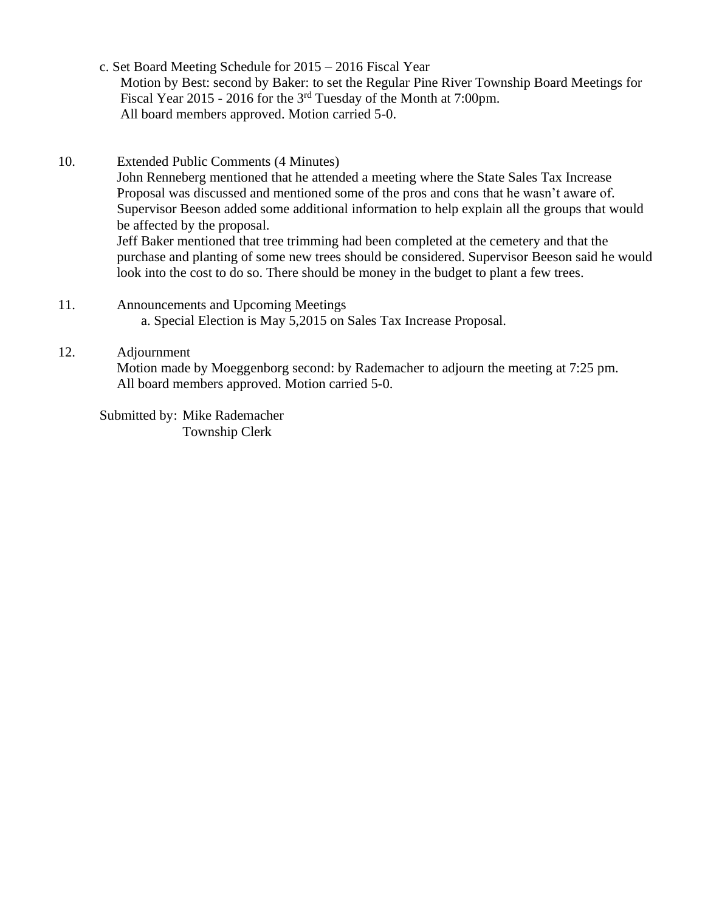c. Set Board Meeting Schedule for 2015 – 2016 Fiscal Year

Motion by Best: second by Baker: to set the Regular Pine River Township Board Meetings for Fiscal Year 2015 - 2016 for the 3rd Tuesday of the Month at 7:00pm.
All board members approved. Motion carried 5-0.

10. Extended Public Comments (4 Minutes)

John Renneberg mentioned that he attended a meeting where the State Sales Tax Increase Proposal was discussed and mentioned some of the pros and cons that he wasn't aware of. Supervisor Beeson added some additional information to help explain all the groups that would be affected by the proposal.

Jeff Baker mentioned that tree trimming had been completed at the cemetery and that the purchase and planting of some new trees should be considered. Supervisor Beeson said he would look into the cost to do so. There should be money in the budget to plant a few trees.

11. Announcements and Upcoming Meetings

a. Special Election is May 5,2015 on Sales Tax Increase Proposal.

12. Adjournment

Motion made by Moeggenborg second: by Rademacher to adjourn the meeting at 7:25 pm.
All board members approved. Motion carried 5-0.

Submitted by: Mike Rademacher
Township Clerk